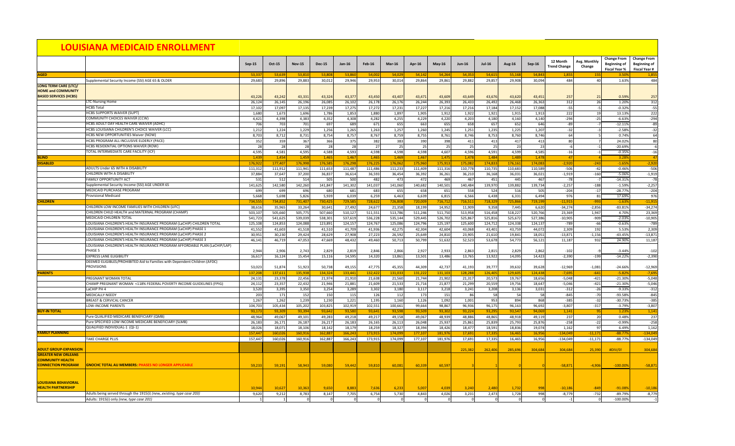# LOUISIANA MEDICAID ENROLLMENT

| | | Sep-15 | Oct-15 | Nov-15 | Dec-15 | Jan-16 | Feb-16 | Mar-16 | Apr-16 | May-16 | Jun-16 | Jul-16 | Aug-16 | Sep-16 | 12 Month Trend Change | Avg. Monthly Change | Change From Beginning of Fiscal Year % | Change From Beginning of Fiscal Year # |
|---|---|---|---|---|---|---|---|---|---|---|---|---|---|---|---|---|---|---|
| **AGED** | | 53,337 | 53,639 | 53,810 | 53,808 | 53,860 | 54,002 | 54,029 | 54,142 | 54,264 | 54,353 | 54,615 | 55,168 | 54,843 | 1,855 | 155 | 3.50% | 1,855 |
| | Supplemental Security Income (SSI) AGE 65 & OLDER | 29,683 | 29,896 | 29,883 | 30,012 | 29,946 | 29,953 | 30,014 | 29,864 | 29,861 | 29,882 | 29,857 | 29,908 | 30,094 | 484 | 40 | 1.63% | 484 |
| **LONG TERM CARE (LTC)/ HOME and COMMUNITY BASED SERVICES (HCBS)** | | 43,226 | 43,242 | 43,331 | 43,324 | 43,377 | 43,450 | 43,407 | 43,471 | 43,609 | 43,649 | 43,676 | 43,620 | 43,451 | 257 | 21 | 0.59% | 257 |
| | LTC-Nursing Home | 26,124 | 26,145 | 26,196 | 26,085 | 26,102 | 26,178 | 26,176 | 26,244 | 26,393 | 26,433 | 26,492 | 26,468 | 26,363 | 312 | 26 | 1.20% | 312 |
| | HCBS Total | 17,102 | 17,097 | 17,135 | 17,239 | 17,275 | 17,272 | 17,231 | 17,227 | 17,216 | 17,216 | 17,184 | 17,152 | 17,088 | -55 | -5 | -0.32% | -55 |
| | HCBS SUPPORTS WAIVER (SUPT) | 1,680 | 1,673 | 1,696 | 1,786 | 1,853 | 1,880 | 1,897 | 1,905 | 1,912 | 1,922 | 1,921 | 1,915 | 1,913 | 222 | 19 | 13.13% | 222 |
| | COMMUNITY CHOICES WAIVER (CCW) | 4,421 | 4,398 | 4,383 | 4,352 | 4,308 | 4,282 | 4,255 | 4,229 | 4,220 | 4,203 | 4,180 | 4,160 | 4,140 | -294 | -25 | -6.63% | -294 |
| | HCBS ADULT DAY HEALTH CARE WAIVER (ADHC) | 706 | 703 | 701 | 697 | 689 | 671 | 655 | 663 | 658 | 658 | 657 | 652 | 646 | -89 | -7 | -12.11% | -89 |
| | HCBS LOUISIANA CHILDREN'S CHOICE WAIVER (LCC) | 1,212 | 1,224 | 1,229 | 1,256 | 1,265 | 1,263 | 1,257 | 1,260 | 1,245 | 1,251 | 1,235 | 1,225 | 1,207 | -32 | -3 | -2.58% | -32 |
| | HCBS NEW OPPORTUNITIES Waiver (NOW) | 8,703 | 8,712 | 8,731 | 8,754 | 8,757 | 8,767 | 8,759 | 8,755 | 8,761 | 8,746 | 8,753 | 8,760 | 8,746 | 64 | 5 | 0.74% | 64 |
| | HCBS PROGRAM ALL INCLUSIVE ELDERLY (PACE) | 352 | 359 | 367 | 366 | 375 | 382 | 383 | 390 | 398 | 411 | 413 | 417 | 413 | 80 | 7 | 24.02% | 80 |
| | HCBS RESIDENTIAL OPTIONS WAIVER (ROW) | 28 | 28 | 28 | 28 | 28 | 27 | 25 | 25 | 25 | 25 | 25 | 23 | 23 | -6 | -1 | -20.69% | -6 |
| | TOTAL INTERMEDIATE CARE FACILITY (ICF) | 4,595 | 4,581 | 4,595 | 4,588 | 4,593 | 4,598 | 4,598 | 4,598 | 4,607 | 4,596 | 4,591 | 4,599 | 4,585 | -16 | -1 | -0.35% | -16 |
| **BLIND** | | 1,439 | 1,454 | 1,459 | 1,465 | 1,467 | 1,465 | 1,469 | 1,467 | 1,475 | 1,478 | 1,484 | 1,489 | 1,478 | 47 | 4 | 3.28% | 47 |
| **DISABLED** | | 176,922 | 177,407 | 176,998 | 176,585 | 176,298 | 176,225 | 176,062 | 175,960 | 175,913 | 175,082 | 174,833 | 176,161 | 174,083 | -2,920 | -243 | -1.65% | -2,920 |
| | ADULTS Under 65 WITH A DISABILITY | 111,312 | 111,912 | 111,941 | 111,653 | 111,487 | 111,486 | 111,233 | 111,409 | 111,316 | 110,778 | 110,735 | 110,683 | 110,589 | -506 | -42 | -0.46% | -506 |
| | CHILDREN WITH A DISABILITY | 37,884 | 37,647 | 37,200 | 36,837 | 36,614 | 36,593 | 36,454 | 36,392 | 36,261 | 36,210 | 36,168 | 36,031 | 36,021 | -1,919 | -160 | -5.06% | -1,919 |
| | FAMILY OPPORTUNITY ACT | 531 | 512 | 514 | 505 | 500 | 482 | 473 | 472 | 469 | 467 | 451 | 445 | 467 | -78 | -7 | -14.31% | -78 |
| | Supplemental Security Income (SSI) AGE UNDER 65 | 141,625 | 142,580 | 142,260 | 141,847 | 141,302 | 141,037 | 141,060 | 140,682 | 140,501 | 140,484 | 139,970 | 139,882 | 139,734 | -2,257 | -188 | -1.59% | -2,257 |
| | MEDICAID PURCHASE PROGRAM | 699 | 699 | 696 | 680 | 681 | 683 | 655 | 658 | 651 | 558 | 524 | 516 | 505 | -204 | -17 | -28.77% | -204 |
| | Provisional Medicaid | 5,668 | 5,698 | 5,826 | 5,939 | 6,039 | 6,259 | 6,463 | 6,639 | 6,815 | 6,566 | 6,438 | 6,331 | 6,494 | 976 | 81 | 17.69% | 976 |
| **CHILDREN** | | 734,555 | 734,852 | 731,407 | 730,425 | 729,585 | 728,622 | 726,808 | 720,009 | 716,712 | 716,511 | 718,329 | 725,866 | 719,199 | -11,915 | -993 | -1.63% | -11,915 |
| | CHILDREN LOW INCOME FAMILIES WITH CHILDREN (LIFC) | 38,616 | 35,965 | 33,264 | 30,641 | 27,492 | 24,677 | 21,358 | 18,199 | 14,952 | 11,909 | 9,358 | 7,445 | 6,620 | -34,274 | -2,856 | -83.81% | -34,274 |
| | CHILDREN CHILD HEALTH and MATERNAL PROGRAM (CHAMP) | 503,107 | 505,660 | 505,775 | 507,660 | 510,127 | 511,551 | 513,786 | 511,246 | 511,750 | 513,958 | 516,458 | 518,227 | 520,766 | 23,369 | 1,947 | 4.70% | 23,369 |
| | MEDICAID CHILDREN TOTAL | 541,723 | 541,625 | 539,039 | 538,301 | 537,619 | 536,228 | 535,144 | 529,445 | 526,702 | 525,867 | 525,816 | 525,672 | 527,386 | -10,905 | -909 | -2.03% | -10,905 |
| | LOUISIANA CHILDREN'S HEALTH INSURANCE PROGRAM (LaCHIP) CHILDREN TOTAL | 125,108 | 124,853 | 124,088 | 123,891 | 124,157 | 124,767 | 125,086 | 124,796 | 125,197 | 125,600 | 124,712 | 124,338 | 124,137 | -789 | -66 | -0.63% | -789 |
| | LOUISIANA CHILDREN'S HEALTH INSURANCE PROGRAM (LaCHIP) PHASE 1 | 41,552 | 41,603 | 41,518 | 41,510 | 41,709 | 41,936 | 42,275 | 42,304 | 42,604 | 43,068 | 43,401 | 43,759 | 44,072 | 2,309 | 192 | 5.53% | 2,309 |
| | LOUISIANA CHILDREN'S HEALTH INSURANCE PROGRAM (LaCHIP) PHASE 2 | 30,951 | 30,230 | 29,424 | 28,629 | 27,908 | 27,223 | 26,592 | 25,649 | 24,810 | 23,905 | 21,610 | 19,841 | 18,051 | -13,871 | -1,156 | -43.45% | -13,871 |
| | LOUISIANA CHILDREN'S HEALTH INSURANCE PROGRAM (LaCHIP) PHASE 3 | 46,141 | 46,719 | 47,053 | 47,669 | 48,432 | 49,460 | 50,713 | 50,799 | 51,632 | 52,523 | 53,678 | 54,773 | 56,121 | 11,187 | 932 | 24.90% | 11,187 |
| | LOUISIANA CHILDREN'S HEALTH INSURANCE PROGRAM AFFORDABLE PLAN (LaCHIP/LAP) PHASE 5 | 2,944 | 2,906 | 2,743 | 2,829 | 2,819 | 2,846 | 2,866 | 2,927 | 2,933 | 2,863 | 2,815 | 2,829 | 2,862 | -102 | -9 | -3.44% | -102 |
| | EXPRESS LANE ELIGIBILITY | 16,617 | 16,124 | 15,454 | 15,116 | 14,595 | 14,320 | 13,861 | 13,501 | 13,486 | 13,765 | 13,922 | 14,095 | 14,423 | -2,390 | -199 | -14.22% | -2,390 |
| | DEEMED ELIGIBLES/PROHIBITED Aid to Families with Dependent Children (AFDC) PROVISIONS | 53,023 | 51,874 | 51,923 | 50,738 | 49,155 | 47,775 | 45,355 | 44,309 | 42,737 | 41,193 | 39,777 | 39,632 | 39,628 | -12,969 | -1,081 | -24.66% | -12,969 |
| **PARENTS** | | 137,208 | 137,611 | 135,938 | 134,324 | 133,441 | 132,422 | 131,033 | 131,222 | 131,103 | 128,288 | 126,405 | 129,605 | 124,438 | -7,695 | -641 | -5.82% | -7,695 |
| | PREGNANT WOMAN TOTAL | 24,131 | 23,378 | 22,456 | 21,974 | 21,910 | 21,638 | 21,560 | 21,744 | 21,902 | 21,317 | 20,573 | 19,767 | 18,656 | -5,048 | -421 | -21.30% | -5,048 |
| | CHAMP PREGNANT WOMAN <118% FEDERAL POVERTY INCOME GUIDELINES (FPIG) | 24,112 | 23,357 | 22,432 | 21,946 | 21,881 | 21,609 | 21,533 | 21,716 | 21,877 | 21,299 | 20,559 | 19,756 | 18,647 | -5,046 | -421 | -21.30% | -5,046 |
| | LaCHIP PH 4 | 3,520 | 3,395 | 3,350 | 3,254 | 3,289 | 3,302 | 3,180 | 3,117 | 3,218 | 3,241 | 3,208 | 3,136 | 3,031 | -312 | -26 | -9.33% | -312 |
| | MEDICALLY NEEDY | 203 | 171 | 152 | 150 | 115 | 126 | 112 | 173 | 151 | 86 | 58 | 54 | 58 | -845 | -70 | -93.58% | -845 |
| | BREAST & CERVICAL CANCER | 1,267 | 1,262 | 1,239 | 1,230 | 1,221 | 1,195 | 1,160 | 1,126 | 1,092 | 1,001 | 953 | 894 | 868 | -385 | -32 | -30.73% | -385 |
| | LOW-INCOME PARENTS | 104,703 | 105,434 | 105,202 | 103,825 | 102,919 | 102,551 | 100,661 | 99,664 | 98,867 | 96,936 | 96,175 | 96,163 | 96,692 | -3,807 | -317 | -3.79% | -3,807 |
| **BUY-IN TOTAL** | | 93,173 | 93,309 | 93,394 | 93,642 | 93,580 | 93,641 | 93,598 | 93,509 | 93,302 | 93,224 | 93,295 | 93,547 | 94,069 | 1,141 | 95 | 1.23% | 1,141 |
| | Pure QUALIFIED MEDICARE BENEFICIARY (QMB) | 48,964 | 49,067 | 49,101 | 49,283 | 49,218 | 49,217 | 49,158 | 49,067 | 48,939 | 48,886 | 48,865 | 48,918 | 49,119 | 237 | 20 | 0.48% | 237 |
| | Pure SPECIFIED LOW INCOME MEDICARE BENEFICIARY (SLMB) | 26,183 | 26,171 | 26,187 | 26,217 | 26,183 | 26,165 | 26,113 | 26,048 | 25,937 | 25,861 | 25,839 | 25,793 | 25,876 | -258 | -22 | -0.99% | -258 |
| | QUALIFIED INDIVIDUAL-1 (QI-1) | 18,026 | 18,071 | 18,106 | 18,142 | 18,179 | 18,259 | 18,327 | 18,394 | 18,426 | 18,477 | 18,591 | 18,836 | 19,074 | 1,162 | 97 | 6.49% | 1,162 |
| **FAMILY PLANNING** | | 157,447 | 160,026 | 160,916 | 162,887 | 166,243 | 173,915 | 174,099 | 177,107 | 181,976 | 17,691 | 17,335 | 16,465 | 16,956 | -134,049 | -11,171 | -88.77% | -134,049 |
| | TAKE CHARGE PLUS | 157,447 | 160,026 | 160,916 | 162,887 | 166,243 | 173,915 | 174,099 | 177,107 | 181,976 | 17,691 | 17,335 | 16,465 | 16,956 | -134,049 | -11,171 | -88.77% | -134,049 |
| **ADULT GROUP-EXPANSION** | | | | | | | | | | | 225,382 | 262,406 | 285,696 | 304,684 | 304,684 | 25,390 | #DIV/0! | 304,684 |
| **GREATER NEW ORLEANS COMMUNITY HEALTH CONNECTION PROGRAM** | **GNOCHC TOTAL AU MEMBERS: PHASES NO LONGER APPLICABLE** | 59,233 | 59,191 | 58,943 | 59,080 | 59,442 | 59,810 | 60,081 | 60,339 | 60,597 | 3 | 1 | 0 | 0 | -58,871 | -4,906 | -100.00% | -58,871 |
| **LOUISIANA BEHAVIORAL HEALTH PARTNERSHIP** | | 10,944 | 10,627 | 10,363 | 9,650 | 8,883 | 7,636 | 6,233 | 5,007 | 4,039 | 3,240 | 2,480 | 1,732 | 998 | -10,186 | -849 | -91.08% | -10,186 |
| | Adults being served through the 1915(i) *(new,.existing, type case 203)* | 9,620 | 9,212 | 8,783 | 8,147 | 7,705 | 6,754 | 5,730 | 4,843 | 4,026 | 3,231 | 2,473 | 1,728 | 998 | -8,779 | -732 | -89.79% | -8,779 |
| | Adults: 1915(i) only *(new, type case 201)* | 1 | 1 | 0 | 0 | 0 | 0 | 0 | 0 | 0 | 0 | 0 | 0 | 0 | -1 | 0 | -100.00% | -1 |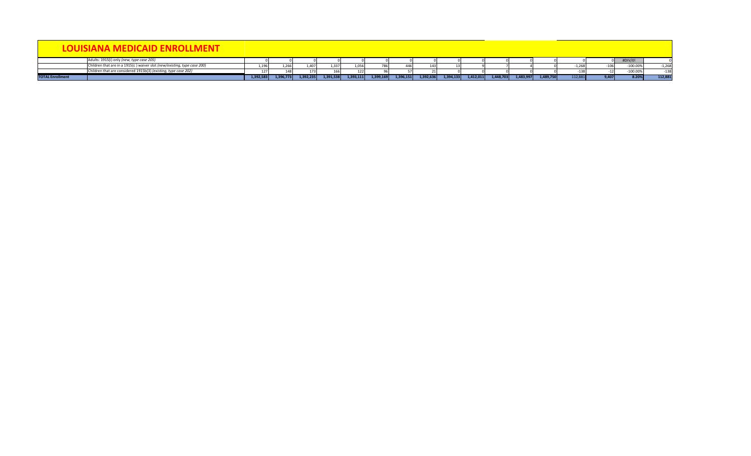# LOUISIANA MEDICAID ENROLLMENT

| | | | | | | | | | | | | | | | | | | | |
|---|---|---|---|---|---|---|---|---|---|---|---|---|---|---|---|---|---|---|---|
| | Adults: 1915(i) only *(new, type case 205)* | 0 | 0 | 0 | 0 | 0 | 0 | 0 | 0 | 0 | 0 | 0 | 0 | 0 | 0 | 0 | #DIV/0! | 0 |
| | Children that are in a 1915(c ) waiver slot *(new/existing, type case 200)* | 1,196 | 1,266 | 1,407 | 1,337 | 1,056 | 786 | 446 | 143 | 13 | 9 | 7 | 4 | 0 | -1,268 | -106 | -100.00% | -1,268 |
| | Children that are considered 1915b(3) *(existing, type case 202)* | 127 | 148 | 173 | 166 | 122 | 96 | 57 | 21 | 0 | 0 | 0 | 0 | 0 | -138 | -12 | -100.00% | -138 |
| **TOTAL Enrollment** | | **1,392,583** | **1,396,773** | **1,392,235** | **1,391,538** | **1,393,111** | **1,399,169** | **1,396,151** | **1,392,636** | **1,394,133** | **1,412,011** | **1,448,703** | **1,483,997** | **1,489,750** | **112,881** | **9,407** | **8.20%** | **112,881** |